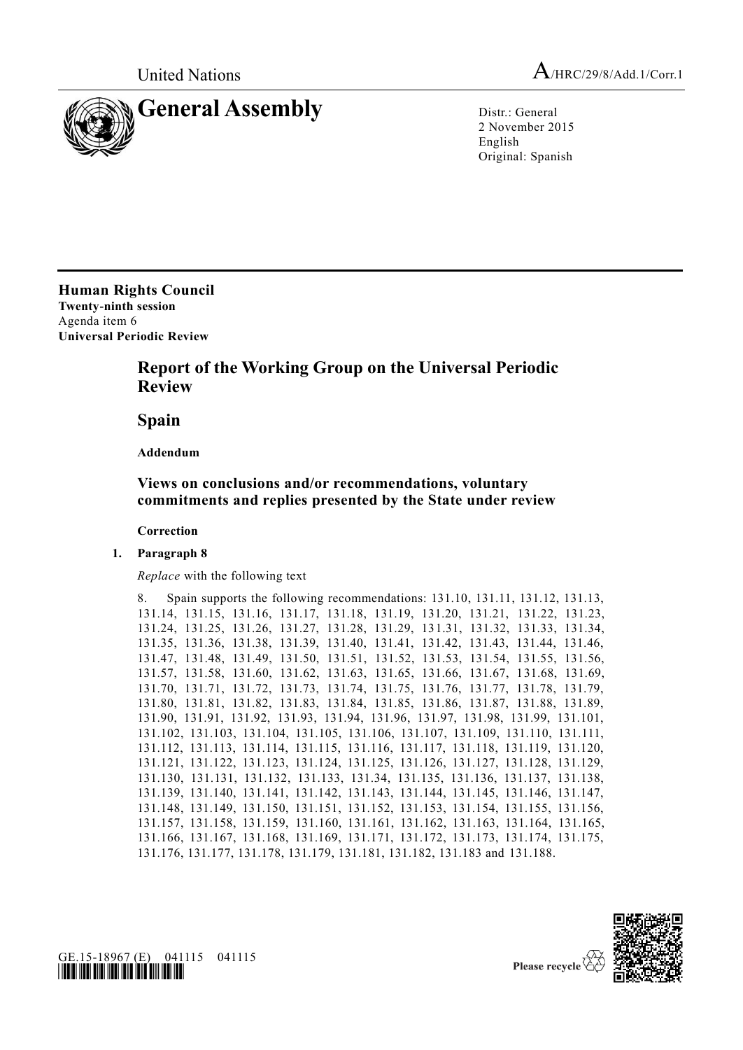United Nations A/HRC/29/8/Add.1/Corr.1

# General Assembly

Distr.: General
2 November 2015
English
Original: Spanish

**Human Rights Council**
**Twenty-ninth session**
Agenda item 6
**Universal Periodic Review**

## Report of the Working Group on the Universal Periodic Review

## Spain

**Addendum**

### Views on conclusions and/or recommendations, voluntary commitments and replies presented by the State under review

**Correction**

**1. Paragraph 8**

*Replace* with the following text

8. Spain supports the following recommendations: 131.10, 131.11, 131.12, 131.13, 131.14, 131.15, 131.16, 131.17, 131.18, 131.19, 131.20, 131.21, 131.22, 131.23, 131.24, 131.25, 131.26, 131.27, 131.28, 131.29, 131.31, 131.32, 131.33, 131.34, 131.35, 131.36, 131.38, 131.39, 131.40, 131.41, 131.42, 131.43, 131.44, 131.46, 131.47, 131.48, 131.49, 131.50, 131.51, 131.52, 131.53, 131.54, 131.55, 131.56, 131.57, 131.58, 131.60, 131.62, 131.63, 131.65, 131.66, 131.67, 131.68, 131.69, 131.70, 131.71, 131.72, 131.73, 131.74, 131.75, 131.76, 131.77, 131.78, 131.79, 131.80, 131.81, 131.82, 131.83, 131.84, 131.85, 131.86, 131.87, 131.88, 131.89, 131.90, 131.91, 131.92, 131.93, 131.94, 131.96, 131.97, 131.98, 131.99, 131.101, 131.102, 131.103, 131.104, 131.105, 131.106, 131.107, 131.109, 131.110, 131.111, 131.112, 131.113, 131.114, 131.115, 131.116, 131.117, 131.118, 131.119, 131.120, 131.121, 131.122, 131.123, 131.124, 131.125, 131.126, 131.127, 131.128, 131.129, 131.130, 131.131, 131.132, 131.133, 131.34, 131.135, 131.136, 131.137, 131.138, 131.139, 131.140, 131.141, 131.142, 131.143, 131.144, 131.145, 131.146, 131.147, 131.148, 131.149, 131.150, 131.151, 131.152, 131.153, 131.154, 131.155, 131.156, 131.157, 131.158, 131.159, 131.160, 131.161, 131.162, 131.163, 131.164, 131.165, 131.166, 131.167, 131.168, 131.169, 131.171, 131.172, 131.173, 131.174, 131.175, 131.176, 131.177, 131.178, 131.179, 131.181, 131.182, 131.183 and 131.188.

GE.15-18967 (E) 041115 041115

Please recycle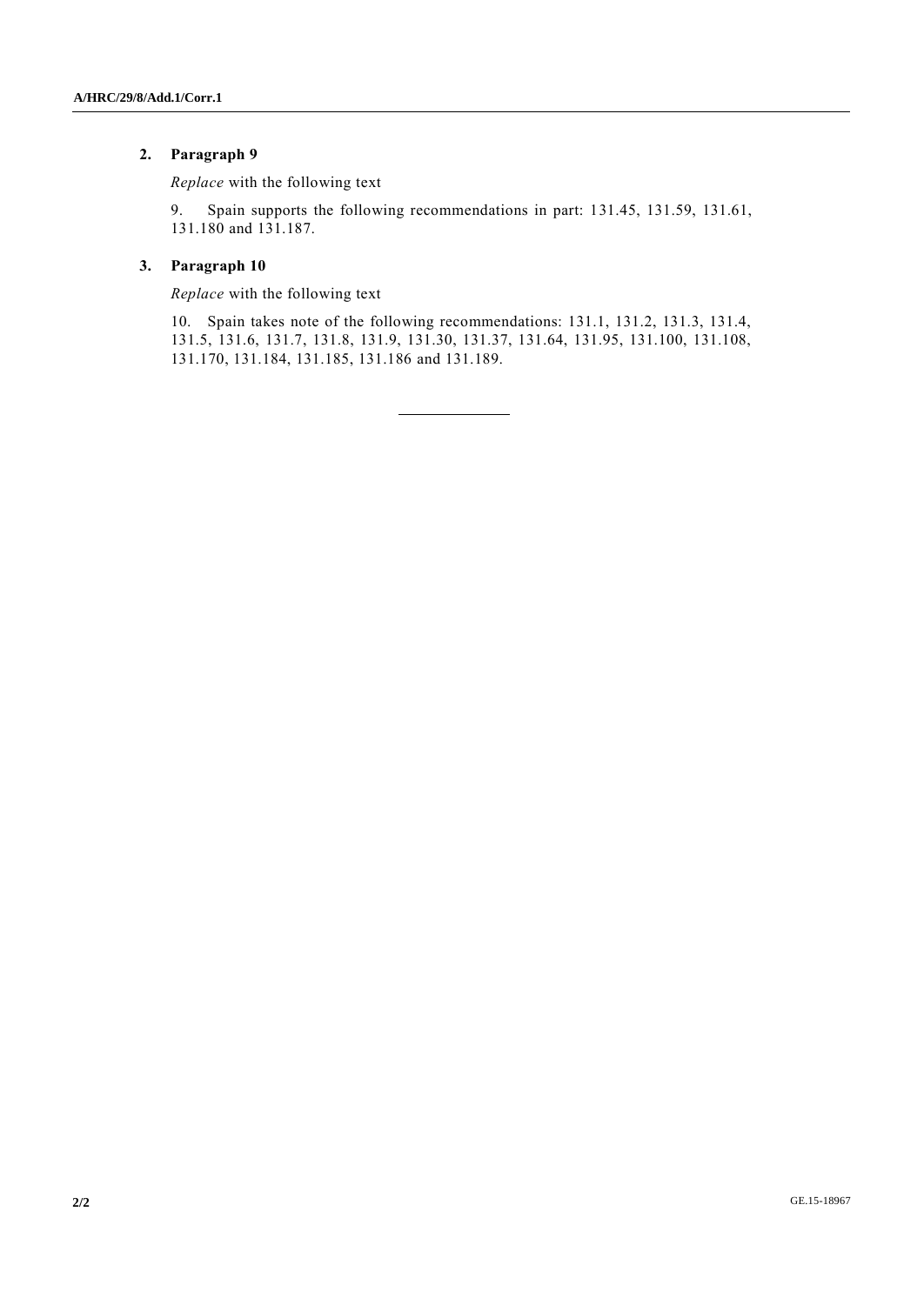## 2. Paragraph 9

*Replace* with the following text

9. Spain supports the following recommendations in part: 131.45, 131.59, 131.61, 131.180 and 131.187.

## 3. Paragraph 10

*Replace* with the following text

10. Spain takes note of the following recommendations: 131.1, 131.2, 131.3, 131.4, 131.5, 131.6, 131.7, 131.8, 131.9, 131.30, 131.37, 131.64, 131.95, 131.100, 131.108, 131.170, 131.184, 131.185, 131.186 and 131.189.